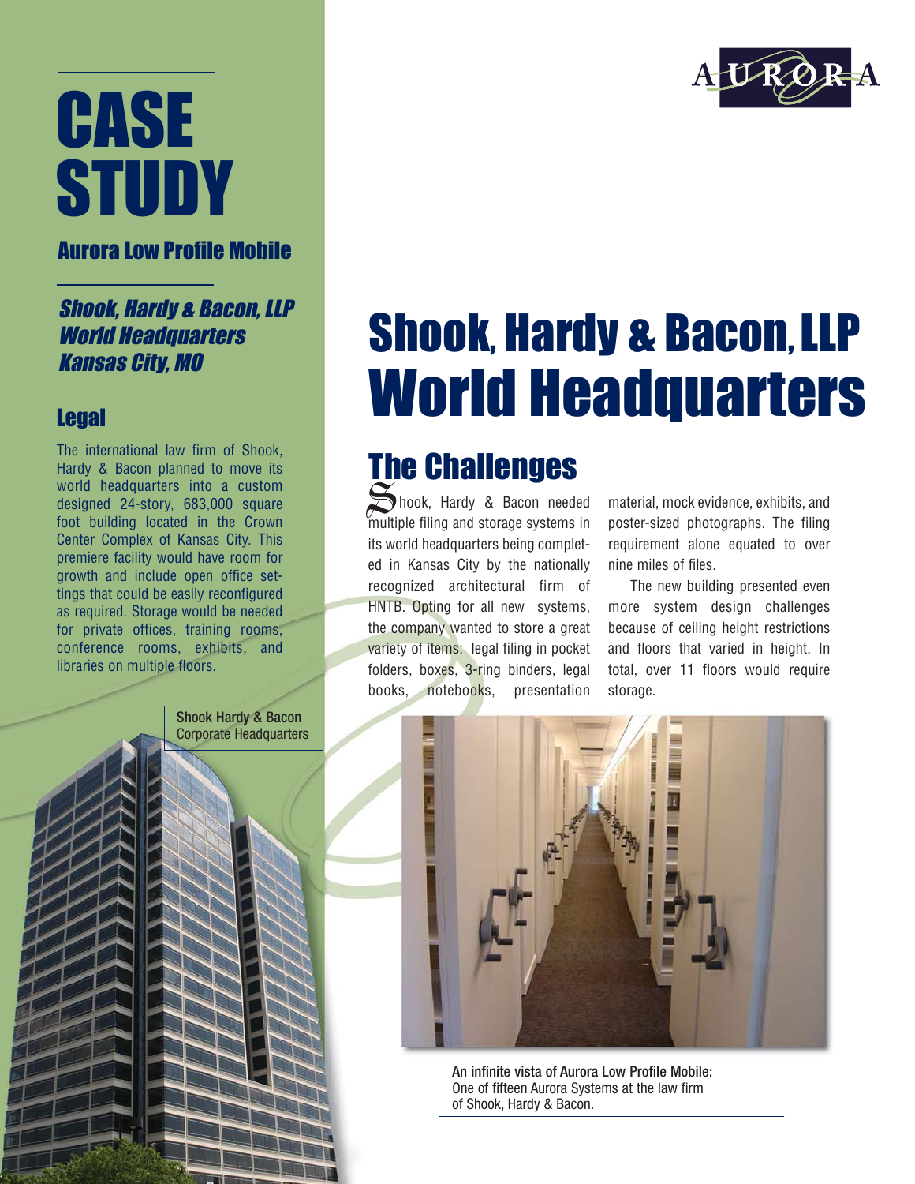# CASE STUDY

## Aurora Low Profile Mobile

### *Shook, Hardy & Bacon, LLP World Headquarters Kansas City, MO*

### Legal

The international law firm of Shook, Hardy & Bacon planned to move its world headquarters into a custom designed 24-story, 683,000 square foot building located in the Crown Center Complex of Kansas City. This premiere facility would have room for growth and include open office settings that could be easily reconfigured as required. Storage would be needed for private offices, training rooms, conference rooms, exhibits, and libraries on multiple floors.

Shook Hardy & Bacon Corporate Headquarters

# Shook, Hardy & Bacon, LLP World Headquarters

## The Challenges

Shook, Hardy & Bacon needed multiple filing and storage systems in its world headquarters being completed in Kansas City by the nationally recognized architectural firm of HNTB. Opting for all new systems, the company wanted to store a great variety of items: legal filing in pocket folders, boxes, 3-ring binders, legal books, notebooks, presentation material, mock evidence, exhibits, and poster-sized photographs. The filing requirement alone equated to over nine miles of files.

The new building presented even more system design challenges because of ceiling height restrictions and floors that varied in height. In total, over 11 floors would require storage.

An infinite vista of Aurora Low Profile Mobile: One of fifteen Aurora Systems at the law firm of Shook, Hardy & Bacon.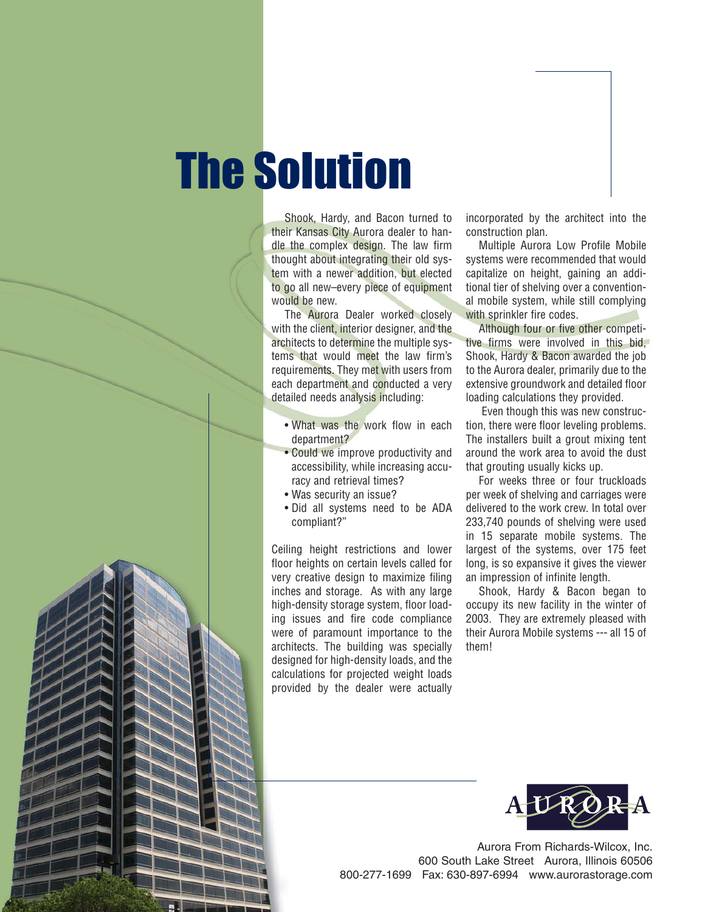# The Solution

Shook, Hardy, and Bacon turned to their Kansas City Aurora dealer to handle the complex design. The law firm thought about integrating their old system with a newer addition, but elected to go all new–every piece of equipment would be new.

The Aurora Dealer worked closely with the client, interior designer, and the architects to determine the multiple systems that would meet the law firm's requirements. They met with users from each department and conducted a very detailed needs analysis including:

- What was the work flow in each department?
- Could we improve productivity and accessibility, while increasing accuracy and retrieval times?
- Was security an issue?
- Did all systems need to be ADA compliant?"

Ceiling height restrictions and lower floor heights on certain levels called for very creative design to maximize filing inches and storage. As with any large high-density storage system, floor loading issues and fire code compliance were of paramount importance to the architects. The building was specially designed for high-density loads, and the calculations for projected weight loads provided by the dealer were actually incorporated by the architect into the construction plan.

Multiple Aurora Low Profile Mobile systems were recommended that would capitalize on height, gaining an additional tier of shelving over a conventional mobile system, while still complying with sprinkler fire codes.

Although four or five other competitive firms were involved in this bid, Shook, Hardy & Bacon awarded the job to the Aurora dealer, primarily due to the extensive groundwork and detailed floor loading calculations they provided.

Even though this was new construction, there were floor leveling problems. The installers built a grout mixing tent around the work area to avoid the dust that grouting usually kicks up.

For weeks three or four truckloads per week of shelving and carriages were delivered to the work crew. In total over 233,740 pounds of shelving were used in 15 separate mobile systems. The largest of the systems, over 175 feet long, is so expansive it gives the viewer an impression of infinite length.

Shook, Hardy & Bacon began to occupy its new facility in the winter of 2003. They are extremely pleased with their Aurora Mobile systems --- all 15 of them!

AURORA

Aurora From Richards-Wilcox, Inc.
600 South Lake Street Aurora, Illinois 60506
800-277-1699 Fax: 630-897-6994 www.aurorastorage.com